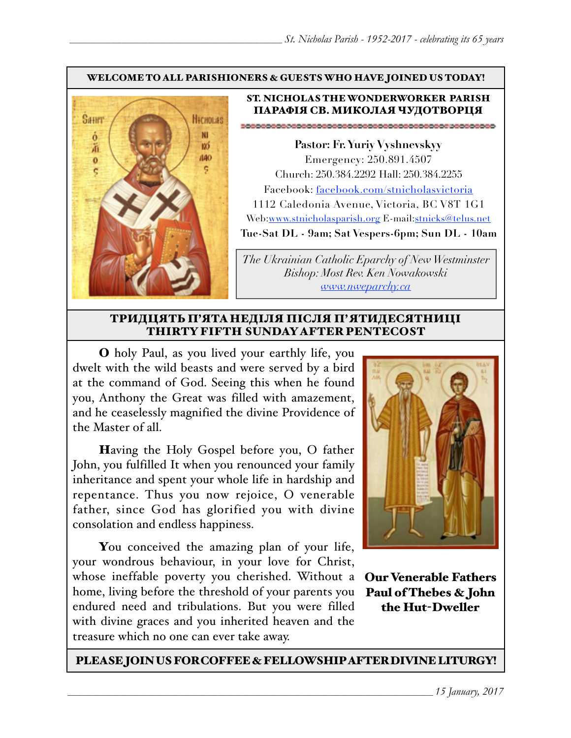**WELCOME TO ALL PARISHIONERS & GUESTS WHO HAVE JOINED US TODAY!**

## ST. NICHOLAS THE WONDERWORKER PARISH
## ПАРАФІЯ СВ. МИКОЛАЯ ЧУДОТВОРЦЯ

**Pastor: Fr. Yuriy Vyshnevskyy**
Emergency: 250.891.4507
Church: 250.384.2292 Hall: 250.384.2255
Facebook: [facebook.com/stnicholasvictoria](facebook.com/stnicholasvictoria)
1112 Caledonia Avenue, Victoria, BC V8T 1G1
Web:[www.stnicholasparish.org](www.stnicholasparish.org) E-mail:[stnicks@telus.net](mailto:stnicks@telus.net)
**Tue-Sat DL - 9am; Sat Vespers-6pm; Sun DL - 10am**

*The Ukrainian Catholic Eparchy of New Westminster*
*Bishop: Most Rev. Ken Nowakowski*
*[www.nweparchy.ca](www.nweparchy.ca)*

## ТРИДЦЯТЬ П'ЯТА НЕДІЛЯ ПІСЛЯ П'ЯТИДЕСЯТНИЦІ
## THIRTY FIFTH SUNDAY AFTER PENTECOST

**O** holy Paul, as you lived your earthly life, you dwelt with the wild beasts and were served by a bird at the command of God. Seeing this when he found you, Anthony the Great was filled with amazement, and he ceaselessly magnified the divine Providence of the Master of all.

**H**aving the Holy Gospel before you, O father John, you fulfilled It when you renounced your family inheritance and spent your whole life in hardship and repentance. Thus you now rejoice, O venerable father, since God has glorified you with divine consolation and endless happiness.

**Y**ou conceived the amazing plan of your life, your wondrous behaviour, in your love for Christ, whose ineffable poverty you cherished. Without a home, living before the threshold of your parents you endured need and tribulations. But you were filled with divine graces and you inherited heaven and the treasure which no one can ever take away.

**Our Venerable Fathers Paul of Thebes & John the Hut-Dweller**

**PLEASE JOIN US FOR COFFEE & FELLOWSHIP AFTER DIVINE LITURGY!**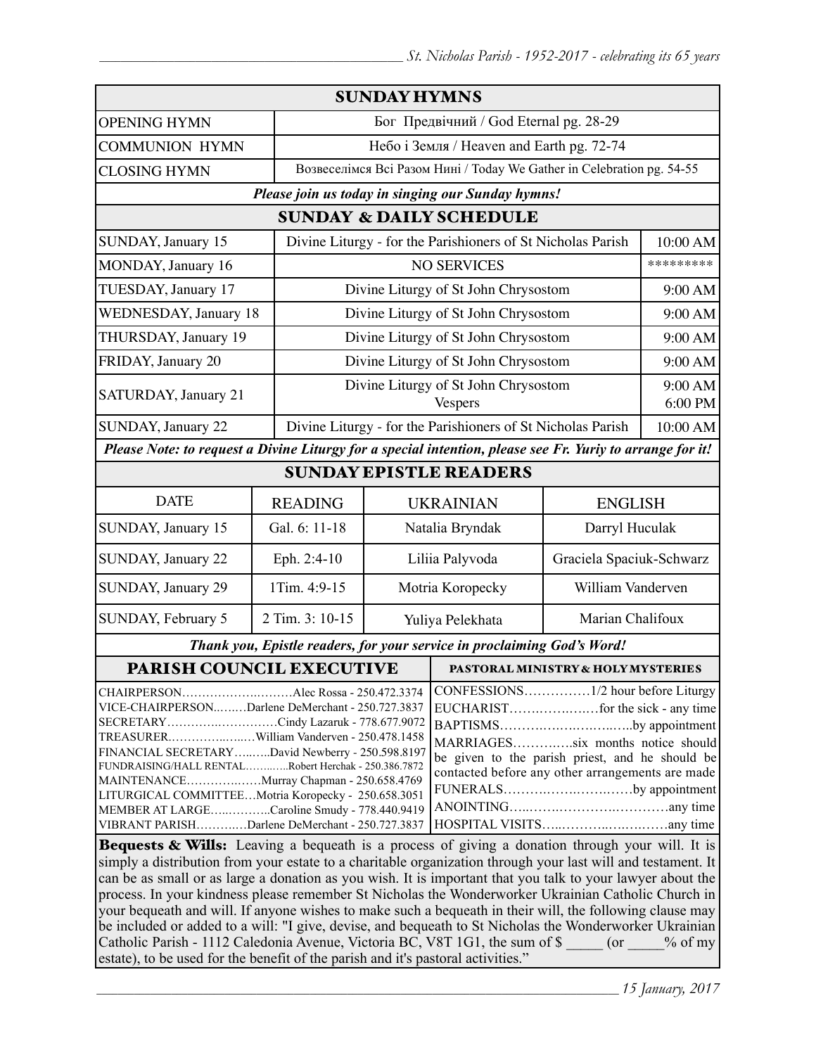## SUNDAY HYMNS

| | |
|---|---|
| OPENING HYMN | Бог Предвічний / God Eternal pg. 28-29 |
| COMMUNION HYMN | Небо і Земля / Heaven and Earth pg. 72-74 |
| CLOSING HYMN | Возвеселімся Всі Разом Нині / Today We Gather in Celebration pg. 54-55 |

***Please join us today in singing our Sunday hymns!***

## SUNDAY & DAILY SCHEDULE

| | | |
|---|---|---|
| SUNDAY, January 15 | Divine Liturgy - for the Parishioners of St Nicholas Parish | 10:00 AM |
| MONDAY, January 16 | NO SERVICES | ********* |
| TUESDAY, January 17 | Divine Liturgy of St John Chrysostom | 9:00 AM |
| WEDNESDAY, January 18 | Divine Liturgy of St John Chrysostom | 9:00 AM |
| THURSDAY, January 19 | Divine Liturgy of St John Chrysostom | 9:00 AM |
| FRIDAY, January 20 | Divine Liturgy of St John Chrysostom | 9:00 AM |
| SATURDAY, January 21 | Divine Liturgy of St John Chrysostom<br>Vespers | 9:00 AM<br>6:00 PM |
| SUNDAY, January 22 | Divine Liturgy - for the Parishioners of St Nicholas Parish | 10:00 AM |

***Please Note: to request a Divine Liturgy for a special intention, please see Fr. Yuriy to arrange for it!***

## SUNDAY EPISTLE READERS

| DATE | READING | UKRAINIAN | ENGLISH |
|---|---|---|---|
| SUNDAY, January 15 | Gal. 6: 11-18 | Natalia Bryndak | Darryl Huculak |
| SUNDAY, January 22 | Eph. 2:4-10 | Liliia Palyvoda | Graciela Spaciuk-Schwarz |
| SUNDAY, January 29 | 1Tim. 4:9-15 | Motria Koropecky | William Vanderven |
| SUNDAY, February 5 | 2 Tim. 3: 10-15 | Yuliya Pelekhata | Marian Chalifoux |

***Thank you, Epistle readers, for your service in proclaiming God's Word!***

## PARISH COUNCIL EXECUTIVE

CHAIRPERSON……………………Alec Rossa - 250.472.3374
VICE-CHAIRPERSON……Darlene DeMerchant - 250.727.3837
SECRETARY……………………Cindy Lazaruk - 778.677.9072
TREASURER……………William Vanderven - 250.478.1458
FINANCIAL SECRETARY……David Newberry - 250.598.8197
FUNDRAISING/HALL RENTAL…………Robert Herchak - 250.386.7872
MAINTENANCE……………Murray Chapman - 250.658.4769
LITURGICAL COMMITTEE…Motria Koropecky - 250.658.3051
MEMBER AT LARGE……………Caroline Smudy - 778.440.9419
VIBRANT PARISH…………Darlene DeMerchant - 250.727.3837

## PASTORAL MINISTRY & HOLY MYSTERIES

CONFESSIONS……………1/2 hour before Liturgy
EUCHARIST……………for the sick - any time
BAPTISMS……………………by appointment
MARRIAGES…………six months notice should be given to the parish priest, and he should be contacted before any other arrangements are made
FUNERALS…………………by appointment
ANOINTING……………………any time
HOSPITAL VISITS……………………any time

**Bequests & Wills:** Leaving a bequeath is a process of giving a donation through your will. It is simply a distribution from your estate to a charitable organization through your last will and testament. It can be as small or as large a donation as you wish. It is important that you talk to your lawyer about the process. In your kindness please remember St Nicholas the Wonderworker Ukrainian Catholic Church in your bequeath and will. If anyone wishes to make such a bequeath in their will, the following clause may be included or added to a will: "I give, devise, and bequeath to St Nicholas the Wonderworker Ukrainian Catholic Parish - 1112 Caledonia Avenue, Victoria BC, V8T 1G1, the sum of $ _____ (or _____% of my estate), to be used for the benefit of the parish and it's pastoral activities."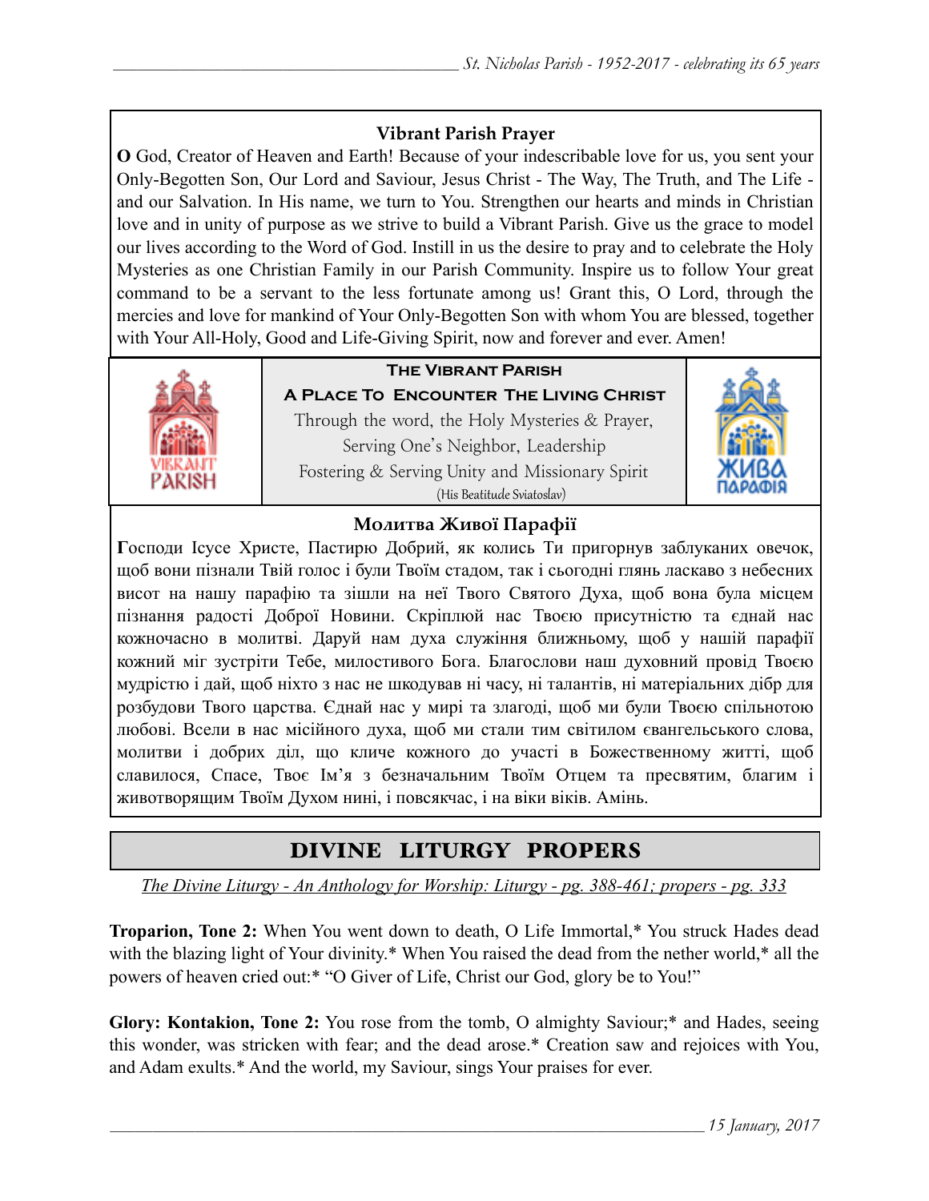**Vibrant Parish Prayer**

**O** God, Creator of Heaven and Earth! Because of your indescribable love for us, you sent your Only-Begotten Son, Our Lord and Saviour, Jesus Christ - The Way, The Truth, and The Life - and our Salvation. In His name, we turn to You. Strengthen our hearts and minds in Christian love and in unity of purpose as we strive to build a Vibrant Parish. Give us the grace to model our lives according to the Word of God. Instill in us the desire to pray and to celebrate the Holy Mysteries as one Christian Family in our Parish Community. Inspire us to follow Your great command to be a servant to the less fortunate among us! Grant this, O Lord, through the mercies and love for mankind of Your Only-Begotten Son with whom You are blessed, together with Your All-Holy, Good and Life-Giving Spirit, now and forever and ever. Amen!

**The Vibrant Parish**

**A Place To Encounter The Living Christ**

Through the word, the Holy Mysteries & Prayer,
Serving One's Neighbor, Leadership
Fostering & Serving Unity and Missionary Spirit
(His Beatitude Sviatoslav)

**Молитва Живої Парафії**

**Г**осподи Ісусе Христе, Пастирю Добрий, як колись Ти пригорнув заблуканих овечок, щоб вони пізнали Твій голос і були Твоїм стадом, так і сьогодні глянь ласкаво з небесних висот на нашу парафію та зішли на неї Твого Святого Духа, щоб вона була місцем пізнання радості Доброї Новини. Скріплюй нас Твоєю присутністю та єднай нас кожночасно в молитві. Даруй нам духа служіння ближньому, щоб у нашій парафії кожний міг зустріти Тебе, милостивого Бога. Благослови наш духовний провід Твоєю мудрістю і дай, щоб ніхто з нас не шкодував ні часу, ні талантів, ні матеріальних дібр для розбудови Твого царства. Єднай нас у мирі та злагоді, щоб ми були Твоєю спільнотою любові. Всели в нас місійного духа, щоб ми стали тим світилом євангельського слова, молитви і добрих діл, що кличе кожного до участі в Божественному житті, щоб славилося, Спасе, Твоє Ім'я з безначальним Твоїм Отцем та пресвятим, благим і животворящим Твоїм Духом нині, і повсякчас, і на віки віків. Амінь.

# DIVINE LITURGY PROPERS

*The Divine Liturgy - An Anthology for Worship: Liturgy - pg. 388-461; propers - pg. 333*

**Troparion, Tone 2:** When You went down to death, O Life Immortal,* You struck Hades dead with the blazing light of Your divinity.* When You raised the dead from the nether world,* all the powers of heaven cried out:* "O Giver of Life, Christ our God, glory be to You!"

**Glory: Kontakion, Tone 2:** You rose from the tomb, O almighty Saviour;* and Hades, seeing this wonder, was stricken with fear; and the dead arose.* Creation saw and rejoices with You, and Adam exults.* And the world, my Saviour, sings Your praises for ever.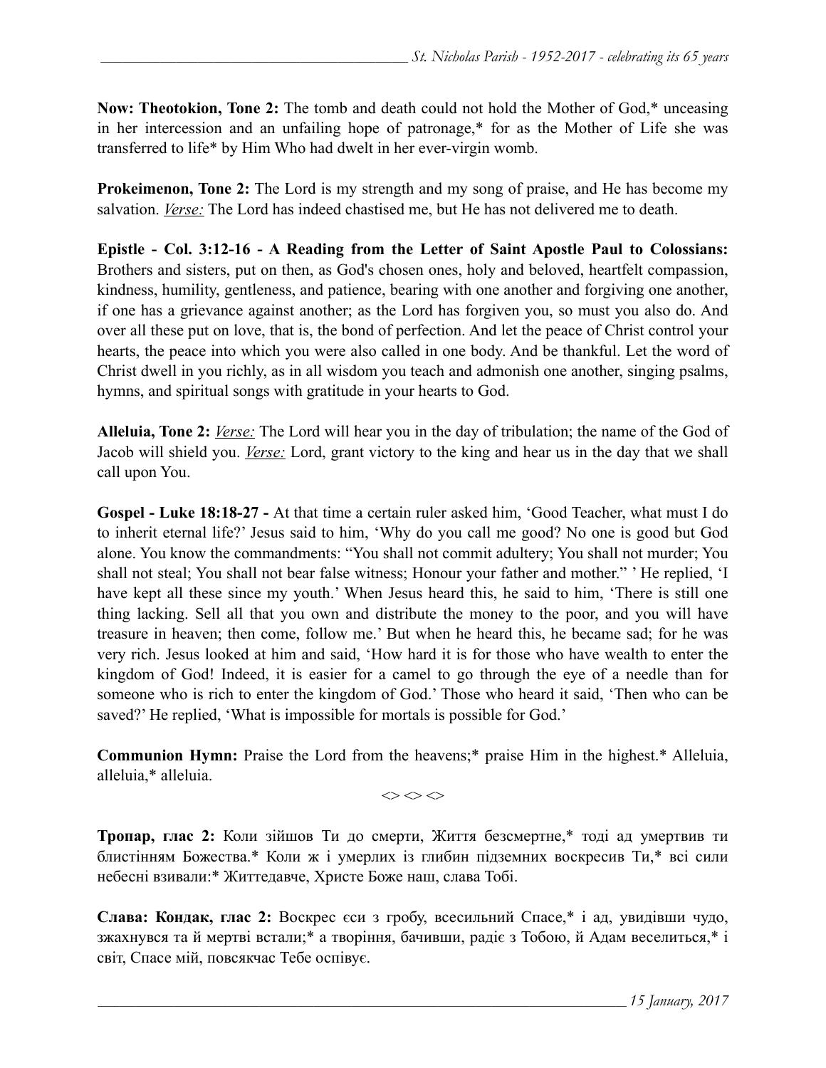**Now: Theotokion, Tone 2:** The tomb and death could not hold the Mother of God,* unceasing in her intercession and an unfailing hope of patronage,* for as the Mother of Life she was transferred to life* by Him Who had dwelt in her ever-virgin womb.

**Prokeimenon, Tone 2:** The Lord is my strength and my song of praise, and He has become my salvation. *Verse:* The Lord has indeed chastised me, but He has not delivered me to death.

**Epistle - Col. 3:12-16 - A Reading from the Letter of Saint Apostle Paul to Colossians:** Brothers and sisters, put on then, as God's chosen ones, holy and beloved, heartfelt compassion, kindness, humility, gentleness, and patience, bearing with one another and forgiving one another, if one has a grievance against another; as the Lord has forgiven you, so must you also do. And over all these put on love, that is, the bond of perfection. And let the peace of Christ control your hearts, the peace into which you were also called in one body. And be thankful. Let the word of Christ dwell in you richly, as in all wisdom you teach and admonish one another, singing psalms, hymns, and spiritual songs with gratitude in your hearts to God.

**Alleluia, Tone 2:** *Verse:* The Lord will hear you in the day of tribulation; the name of the God of Jacob will shield you. *Verse:* Lord, grant victory to the king and hear us in the day that we shall call upon You.

**Gospel - Luke 18:18-27 -** At that time a certain ruler asked him, 'Good Teacher, what must I do to inherit eternal life?' Jesus said to him, 'Why do you call me good? No one is good but God alone. You know the commandments: "You shall not commit adultery; You shall not murder; You shall not steal; You shall not bear false witness; Honour your father and mother." ' He replied, 'I have kept all these since my youth.' When Jesus heard this, he said to him, 'There is still one thing lacking. Sell all that you own and distribute the money to the poor, and you will have treasure in heaven; then come, follow me.' But when he heard this, he became sad; for he was very rich. Jesus looked at him and said, 'How hard it is for those who have wealth to enter the kingdom of God! Indeed, it is easier for a camel to go through the eye of a needle than for someone who is rich to enter the kingdom of God.' Those who heard it said, 'Then who can be saved?' He replied, 'What is impossible for mortals is possible for God.'

**Communion Hymn:** Praise the Lord from the heavens;* praise Him in the highest.* Alleluia, alleluia,* alleluia.

<> <> <>

**Тропар, глас 2:** Коли зійшов Ти до смерти, Життя безсмертне,* тоді ад умертвив ти блистінням Божества.* Коли ж і умерлих із глибин підземних воскресив Ти,* всі сили небесні взивали:* Життедавче, Христе Боже наш, слава Тобі.

**Слава: Кондак, глас 2:** Воскрес єси з гробу, всесильний Спасе,* і ад, увидівши чудо, зжахнувся та й мертві встали;* а творіння, бачивши, радіє з Тобою, й Адам веселиться,* і світ, Спасе мій, повсякчас Тебе оспівує.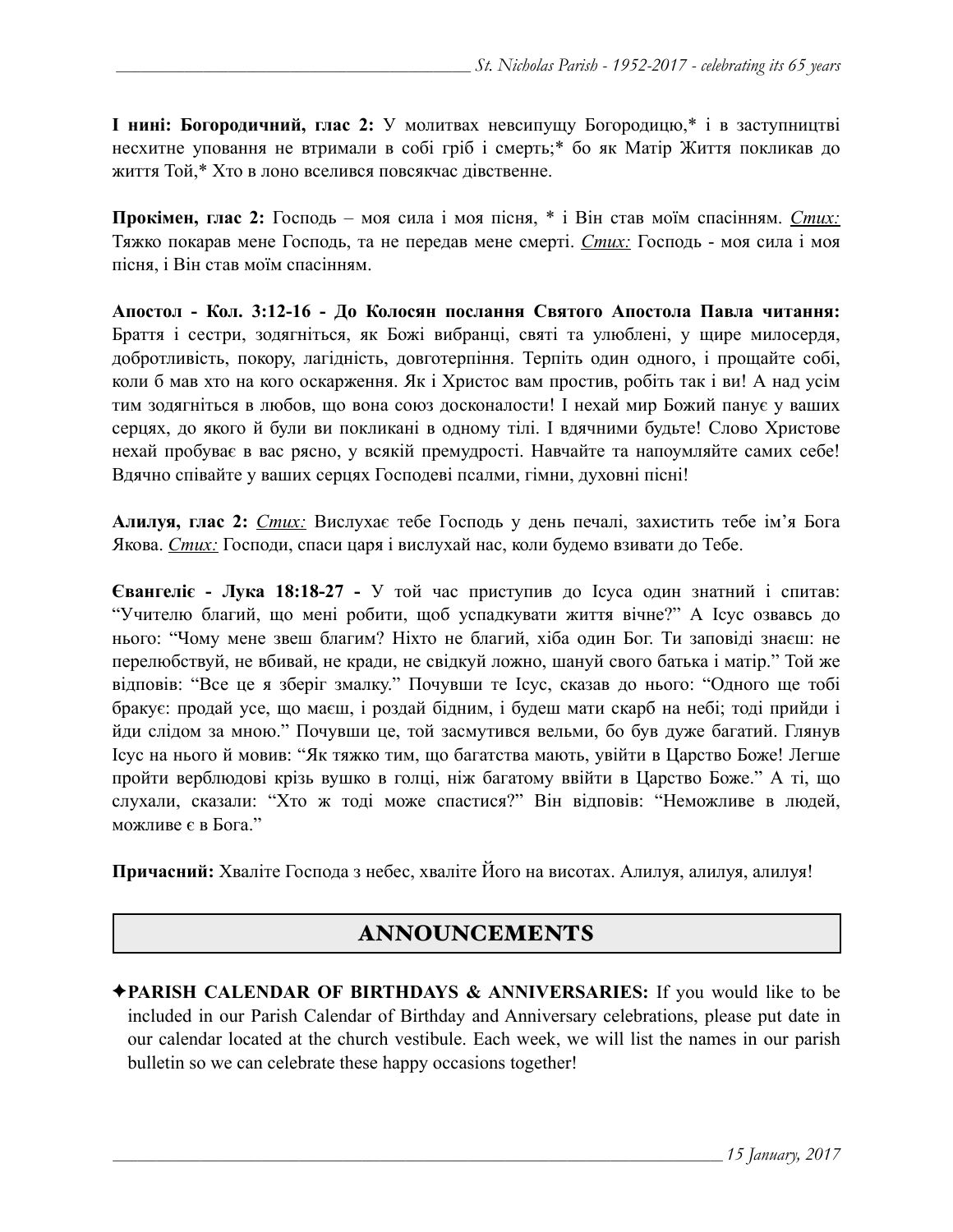**І нині: Богородичний, глас 2:** У молитвах невсипущу Богородицю,* і в заступництві несхитне уповання не втримали в собі гріб і смерть;* бо як Матір Життя покликав до життя Той,* Хто в лоно вселився повсякчас дівственне.

**Прокімен, глас 2:** Господь – моя сила і моя пісня, * і Він став моїм спасінням. *Стих:* Тяжко покарав мене Господь, та не передав мене смерті. *Стих:* Господь - моя сила і моя пісня, і Він став моїм спасінням.

**Апостол - Кол. 3:12-16 - До Колосян послання Святого Апостола Павла читання:** Браття і сестри, зодягніться, як Божі вибранці, святі та улюблені, у щире милосердя, добротливість, покору, лагідність, довготерпіння. Терпіть один одного, і прощайте собі, коли б мав хто на кого оскарження. Як і Христос вам простив, робіть так і ви! А над усім тим зодягніться в любов, що вона союз досконалости! І нехай мир Божий панує у ваших серцях, до якого й були ви покликані в одному тілі. І вдячними будьте! Слово Христове нехай пробуває в вас рясно, у всякій премудрості. Навчайте та напоумляйте самих себе! Вдячно співайте у ваших серцях Господеві псалми, гімни, духовні пісні!

**Алилуя, глас 2:** *Стих:* Вислухає тебе Господь у день печалі, захистить тебе ім'я Бога Якова. *Стих:* Господи, спаси царя і вислухай нас, коли будемо взивати до Тебе.

**Євангеліє - Лука 18:18-27 -** У той час приступив до Ісуса один знатний і спитав: "Учителю благий, що мені робити, щоб успадкувати життя вічне?" А Ісус озвавсь до нього: "Чому мене звеш благим? Ніхто не благий, хіба один Бог. Ти заповіді знаєш: не перелюбствуй, не вбивай, не кради, не свідкуй ложно, шануй свого батька і матір." Той же відповів: "Все це я зберіг змалку." Почувши те Ісус, сказав до нього: "Одного ще тобі бракує: продай усе, що маєш, і роздай бідним, і будеш мати скарб на небі; тоді прийди і йди слідом за мною." Почувши це, той засмутився вельми, бо був дуже багатий. Глянув Ісус на нього й мовив: "Як тяжко тим, що багатства мають, увійти в Царство Боже! Легше пройти верблюдові крізь вушко в голці, ніж багатому ввійти в Царство Боже." А ті, що слухали, сказали: "Хто ж тоді може спастися?" Він відповів: "Неможливе в людей, можливе є в Бога."

**Причасний:** Хваліте Господа з небес, хваліте Його на висотах. Алилуя, алилуя, алилуя!

## ANNOUNCEMENTS

✦**PARISH CALENDAR OF BIRTHDAYS & ANNIVERSARIES:** If you would like to be included in our Parish Calendar of Birthday and Anniversary celebrations, please put date in our calendar located at the church vestibule. Each week, we will list the names in our parish bulletin so we can celebrate these happy occasions together!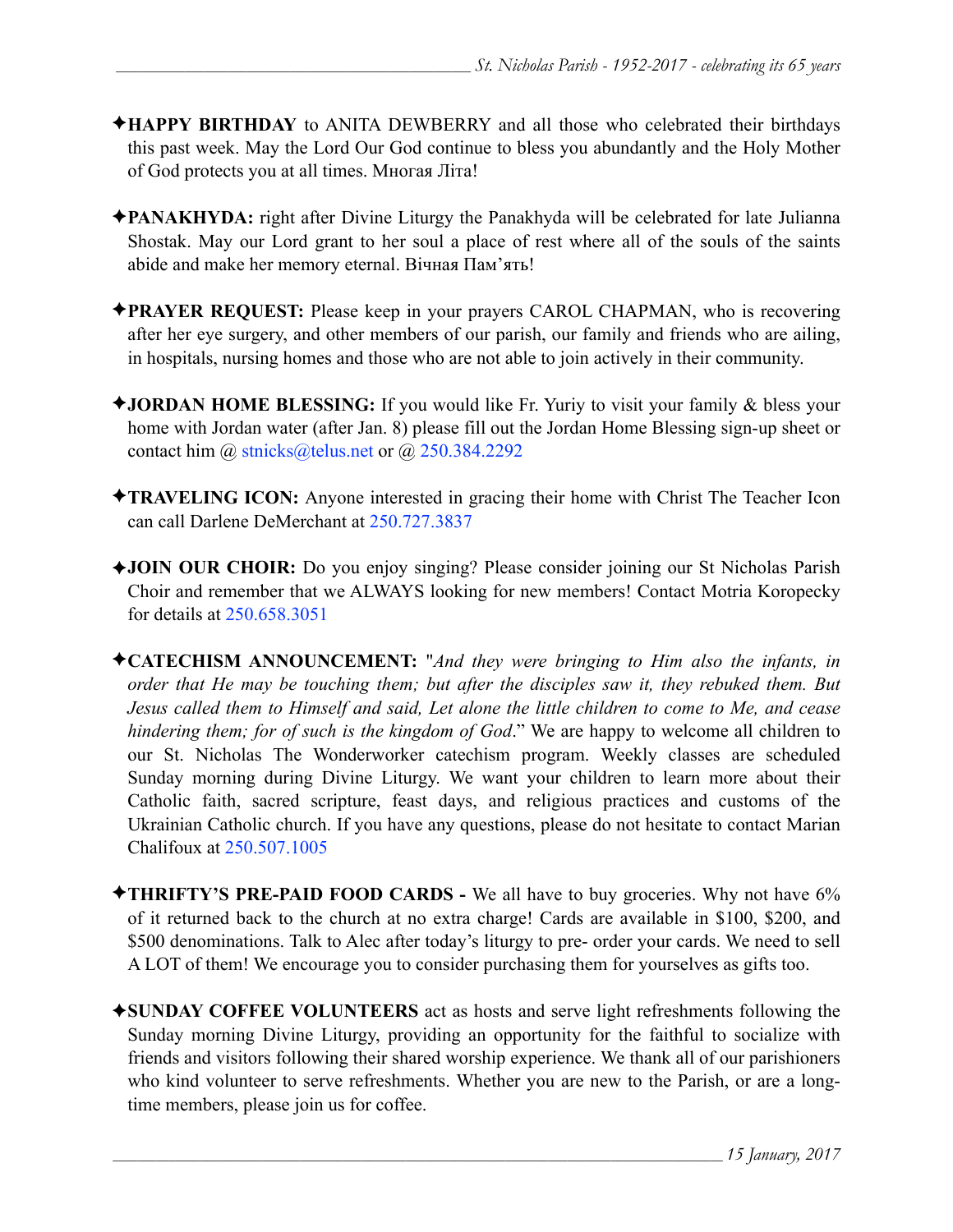✦**HAPPY BIRTHDAY** to ANITA DEWBERRY and all those who celebrated their birthdays this past week. May the Lord Our God continue to bless you abundantly and the Holy Mother of God protects you at all times. Многая Літа!

✦**PANAKHYDA:** right after Divine Liturgy the Panakhyda will be celebrated for late Julianna Shostak. May our Lord grant to her soul a place of rest where all of the souls of the saints abide and make her memory eternal. Вічная Пам'ять!

✦**PRAYER REQUEST:** Please keep in your prayers CAROL CHAPMAN, who is recovering after her eye surgery, and other members of our parish, our family and friends who are ailing, in hospitals, nursing homes and those who are not able to join actively in their community.

✦**JORDAN HOME BLESSING:** If you would like Fr. Yuriy to visit your family & bless your home with Jordan water (after Jan. 8) please fill out the Jordan Home Blessing sign-up sheet or contact him @ stnicks@telus.net or @ 250.384.2292

✦**TRAVELING ICON:** Anyone interested in gracing their home with Christ The Teacher Icon can call Darlene DeMerchant at 250.727.3837

✦**JOIN OUR CHOIR:** Do you enjoy singing? Please consider joining our St Nicholas Parish Choir and remember that we ALWAYS looking for new members! Contact Motria Koropecky for details at 250.658.3051

✦**CATECHISM ANNOUNCEMENT:** "*And they were bringing to Him also the infants, in order that He may be touching them; but after the disciples saw it, they rebuked them. But Jesus called them to Himself and said, Let alone the little children to come to Me, and cease hindering them; for of such is the kingdom of God*." We are happy to welcome all children to our St. Nicholas The Wonderworker catechism program. Weekly classes are scheduled Sunday morning during Divine Liturgy. We want your children to learn more about their Catholic faith, sacred scripture, feast days, and religious practices and customs of the Ukrainian Catholic church. If you have any questions, please do not hesitate to contact Marian Chalifoux at 250.507.1005

✦**THRIFTY'S PRE-PAID FOOD CARDS -** We all have to buy groceries. Why not have 6% of it returned back to the church at no extra charge! Cards are available in $100, $200, and $500 denominations. Talk to Alec after today's liturgy to pre- order your cards. We need to sell A LOT of them! We encourage you to consider purchasing them for yourselves as gifts too.

✦**SUNDAY COFFEE VOLUNTEERS** act as hosts and serve light refreshments following the Sunday morning Divine Liturgy, providing an opportunity for the faithful to socialize with friends and visitors following their shared worship experience. We thank all of our parishioners who kind volunteer to serve refreshments. Whether you are new to the Parish, or are a long-time members, please join us for coffee.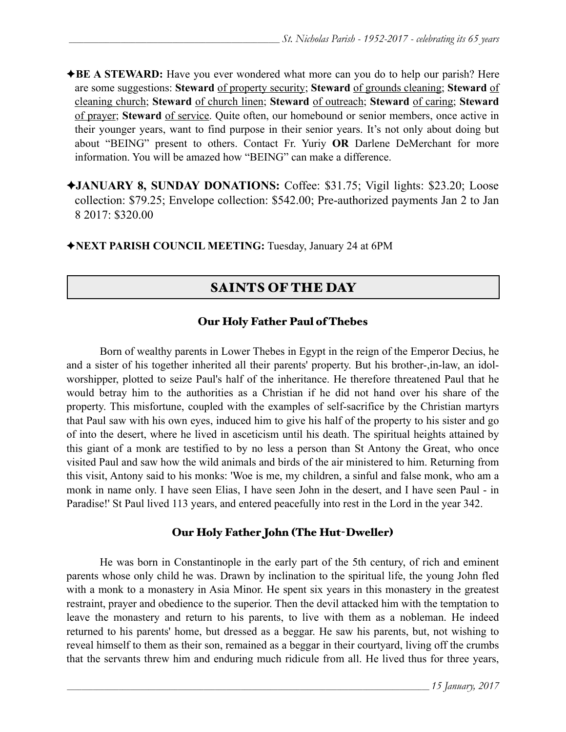✦**BE A STEWARD:** Have you ever wondered what more can you do to help our parish? Here are some suggestions: **Steward** of property security; **Steward** of grounds cleaning; **Steward** of cleaning church; **Steward** of church linen; **Steward** of outreach; **Steward** of caring; **Steward** of prayer; **Steward** of service. Quite often, our homebound or senior members, once active in their younger years, want to find purpose in their senior years. It's not only about doing but about "BEING" present to others. Contact Fr. Yuriy **OR** Darlene DeMerchant for more information. You will be amazed how "BEING" can make a difference.

✦**JANUARY 8, SUNDAY DONATIONS:** Coffee: $31.75; Vigil lights: $23.20; Loose collection: $79.25; Envelope collection: $542.00; Pre-authorized payments Jan 2 to Jan 8 2017: $320.00

✦**NEXT PARISH COUNCIL MEETING:** Tuesday, January 24 at 6PM

## SAINTS OF THE DAY

### Our Holy Father Paul of Thebes

Born of wealthy parents in Lower Thebes in Egypt in the reign of the Emperor Decius, he and a sister of his together inherited all their parents' property. But his brother-,in-law, an idol-worshipper, plotted to seize Paul's half of the inheritance. He therefore threatened Paul that he would betray him to the authorities as a Christian if he did not hand over his share of the property. This misfortune, coupled with the examples of self-sacrifice by the Christian martyrs that Paul saw with his own eyes, induced him to give his half of the property to his sister and go of into the desert, where he lived in asceticism until his death. The spiritual heights attained by this giant of a monk are testified to by no less a person than St Antony the Great, who once visited Paul and saw how the wild animals and birds of the air ministered to him. Returning from this visit, Antony said to his monks: 'Woe is me, my children, a sinful and false monk, who am a monk in name only. I have seen Elias, I have seen John in the desert, and I have seen Paul - in Paradise!' St Paul lived 113 years, and entered peacefully into rest in the Lord in the year 342.

### Our Holy Father John (The Hut-Dweller)

He was born in Constantinople in the early part of the 5th century, of rich and eminent parents whose only child he was. Drawn by inclination to the spiritual life, the young John fled with a monk to a monastery in Asia Minor. He spent six years in this monastery in the greatest restraint, prayer and obedience to the superior. Then the devil attacked him with the temptation to leave the monastery and return to his parents, to live with them as a nobleman. He indeed returned to his parents' home, but dressed as a beggar. He saw his parents, but, not wishing to reveal himself to them as their son, remained as a beggar in their courtyard, living off the crumbs that the servants threw him and enduring much ridicule from all. He lived thus for three years,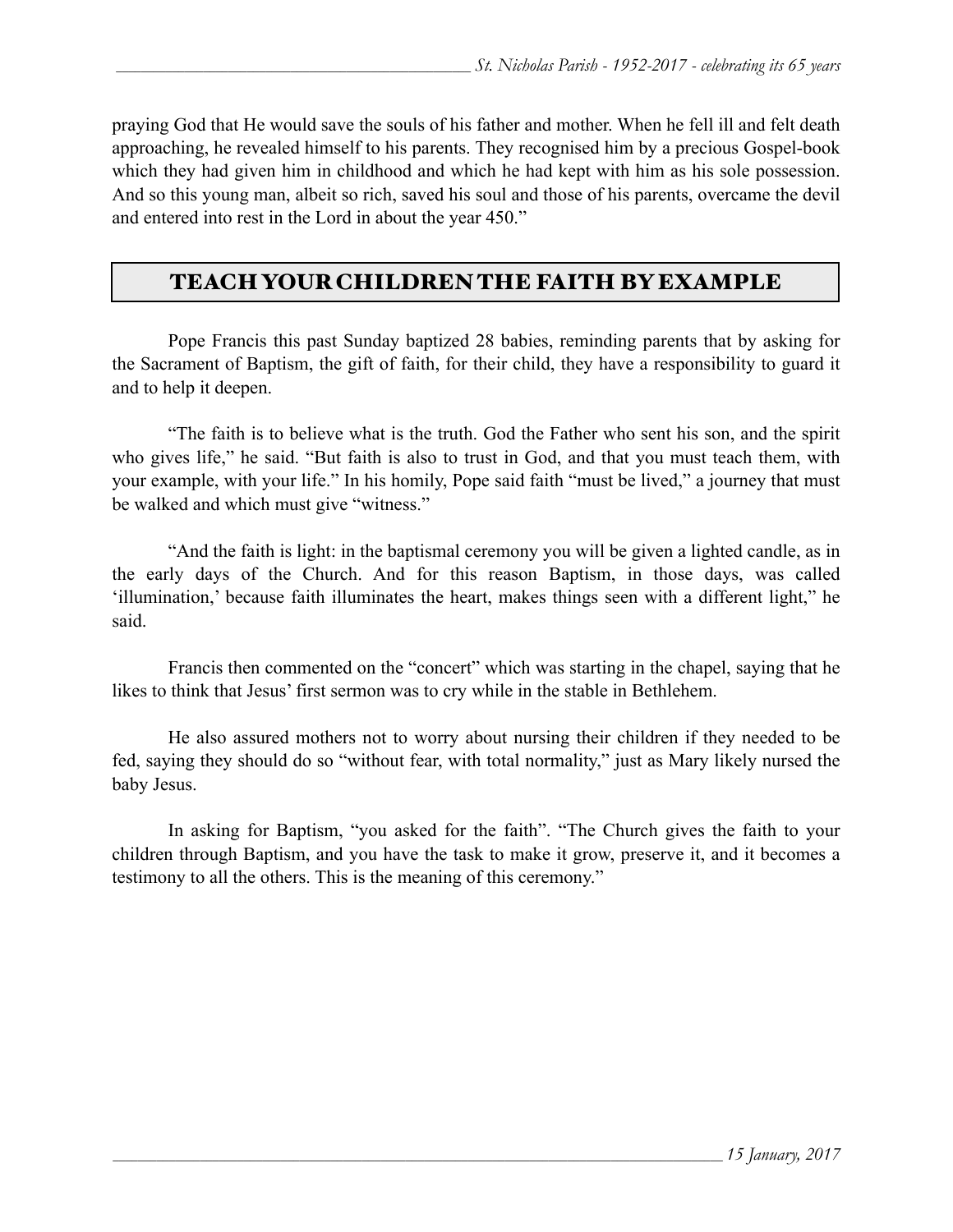praying God that He would save the souls of his father and mother. When he fell ill and felt death approaching, he revealed himself to his parents. They recognised him by a precious Gospel-book which they had given him in childhood and which he had kept with him as his sole possession. And so this young man, albeit so rich, saved his soul and those of his parents, overcame the devil and entered into rest in the Lord in about the year 450."

## TEACH YOUR CHILDREN THE FAITH BY EXAMPLE

Pope Francis this past Sunday baptized 28 babies, reminding parents that by asking for the Sacrament of Baptism, the gift of faith, for their child, they have a responsibility to guard it and to help it deepen.

"The faith is to believe what is the truth. God the Father who sent his son, and the spirit who gives life," he said. "But faith is also to trust in God, and that you must teach them, with your example, with your life." In his homily, Pope said faith "must be lived," a journey that must be walked and which must give "witness."

"And the faith is light: in the baptismal ceremony you will be given a lighted candle, as in the early days of the Church. And for this reason Baptism, in those days, was called 'illumination,' because faith illuminates the heart, makes things seen with a different light," he said.

Francis then commented on the "concert" which was starting in the chapel, saying that he likes to think that Jesus' first sermon was to cry while in the stable in Bethlehem.

He also assured mothers not to worry about nursing their children if they needed to be fed, saying they should do so "without fear, with total normality," just as Mary likely nursed the baby Jesus.

In asking for Baptism, "you asked for the faith". "The Church gives the faith to your children through Baptism, and you have the task to make it grow, preserve it, and it becomes a testimony to all the others. This is the meaning of this ceremony."